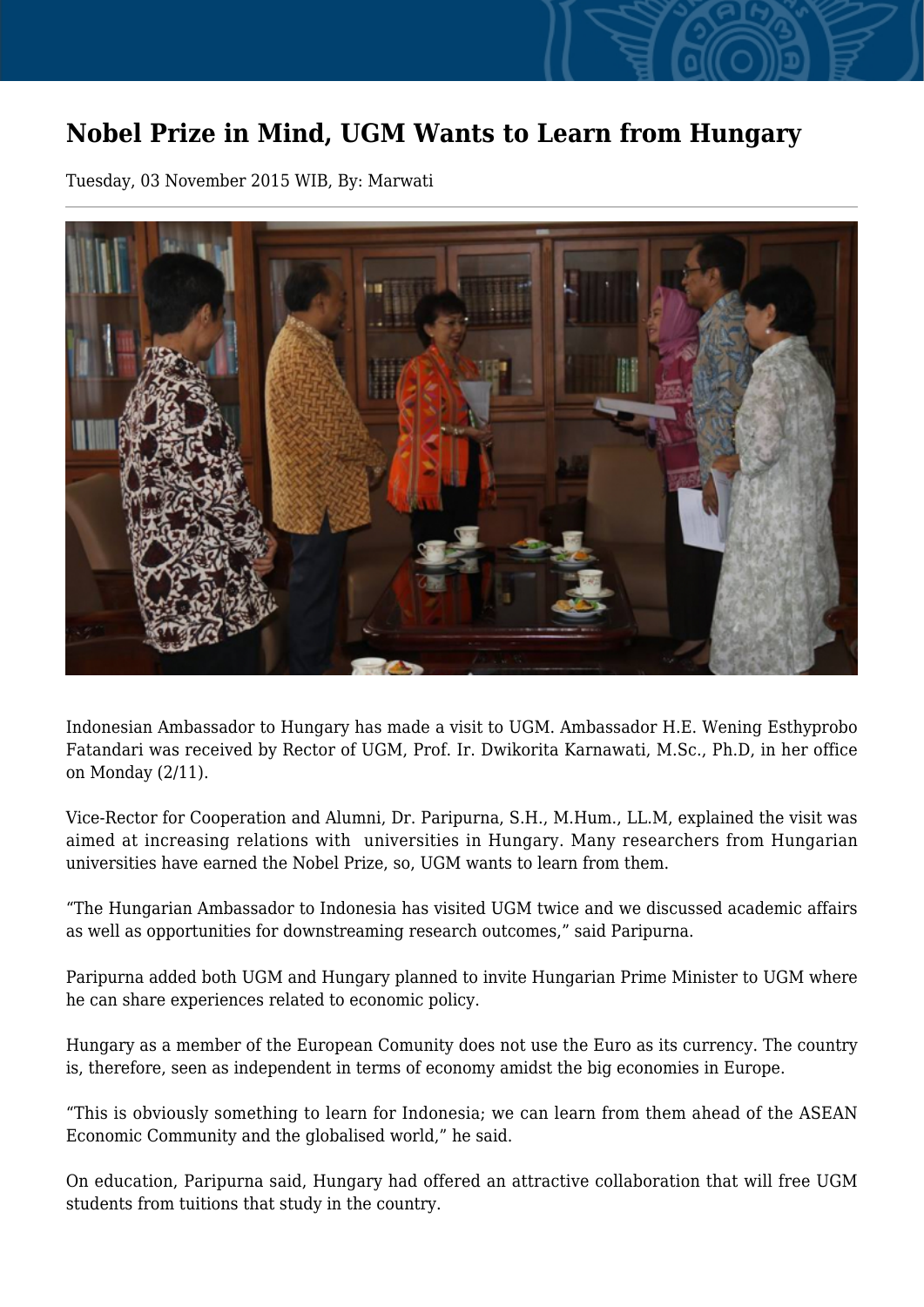# Nobel Prize in Mind, UGM Wants to Learn from Hungary

Tuesday, 03 November 2015 WIB, By: Marwati

Indonesian Ambassador to Hungary has made a visit to UGM. Ambassador H.E. Wening Esthyprobo Fatandari was received by Rector of UGM, Prof. Ir. Dwikorita Karnawati, M.Sc., Ph.D, in her office on Monday (2/11).

Vice-Rector for Cooperation and Alumni, Dr. Paripurna, S.H., M.Hum., LL.M, explained the visit was aimed at increasing relations with universities in Hungary. Many researchers from Hungarian universities have earned the Nobel Prize, so, UGM wants to learn from them.

“The Hungarian Ambassador to Indonesia has visited UGM twice and we discussed academic affairs as well as opportunities for downstreaming research outcomes,” said Paripurna.

Paripurna added both UGM and Hungary planned to invite Hungarian Prime Minister to UGM where he can share experiences related to economic policy.

Hungary as a member of the European Comunity does not use the Euro as its currency. The country is, therefore, seen as independent in terms of economy amidst the big economies in Europe.

“This is obviously something to learn for Indonesia; we can learn from them ahead of the ASEAN Economic Community and the globalised world,” he said.

On education, Paripurna said, Hungary had offered an attractive collaboration that will free UGM students from tuitions that study in the country.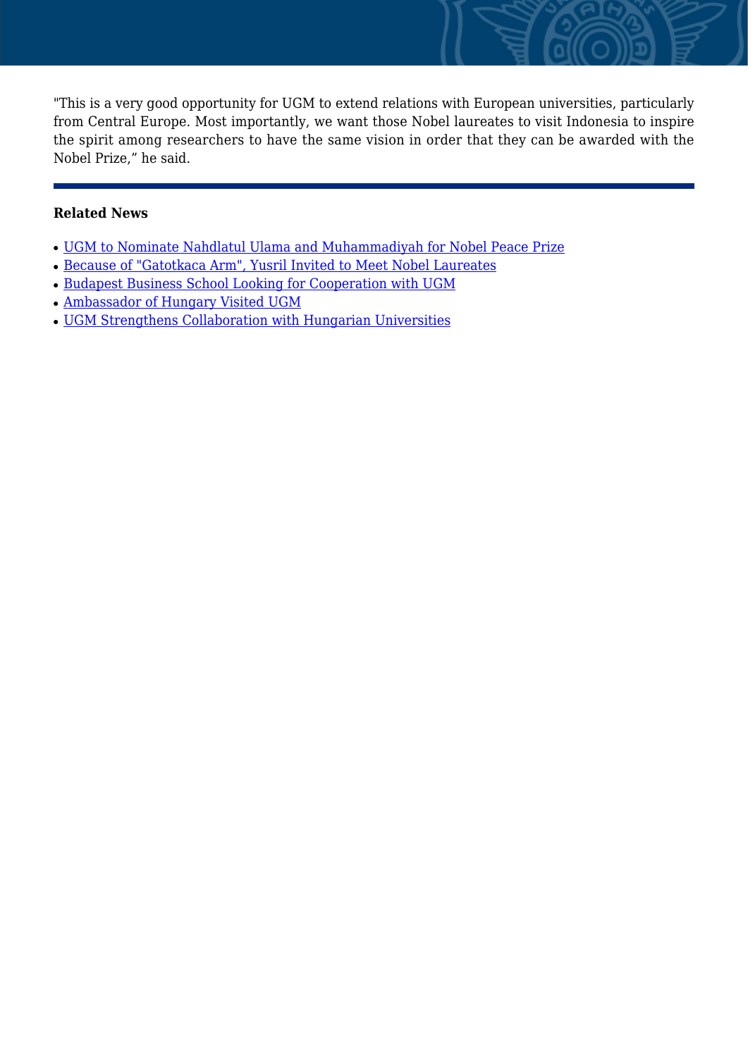"This is a very good opportunity for UGM to extend relations with European universities, particularly from Central Europe. Most importantly, we want those Nobel laureates to visit Indonesia to inspire the spirit among researchers to have the same vision in order that they can be awarded with the Nobel Prize," he said.

---

**Related News**

- UGM to Nominate Nahdlatul Ulama and Muhammadiyah for Nobel Peace Prize
- Because of "Gatotkaca Arm", Yusril Invited to Meet Nobel Laureates
- Budapest Business School Looking for Cooperation with UGM
- Ambassador of Hungary Visited UGM
- UGM Strengthens Collaboration with Hungarian Universities